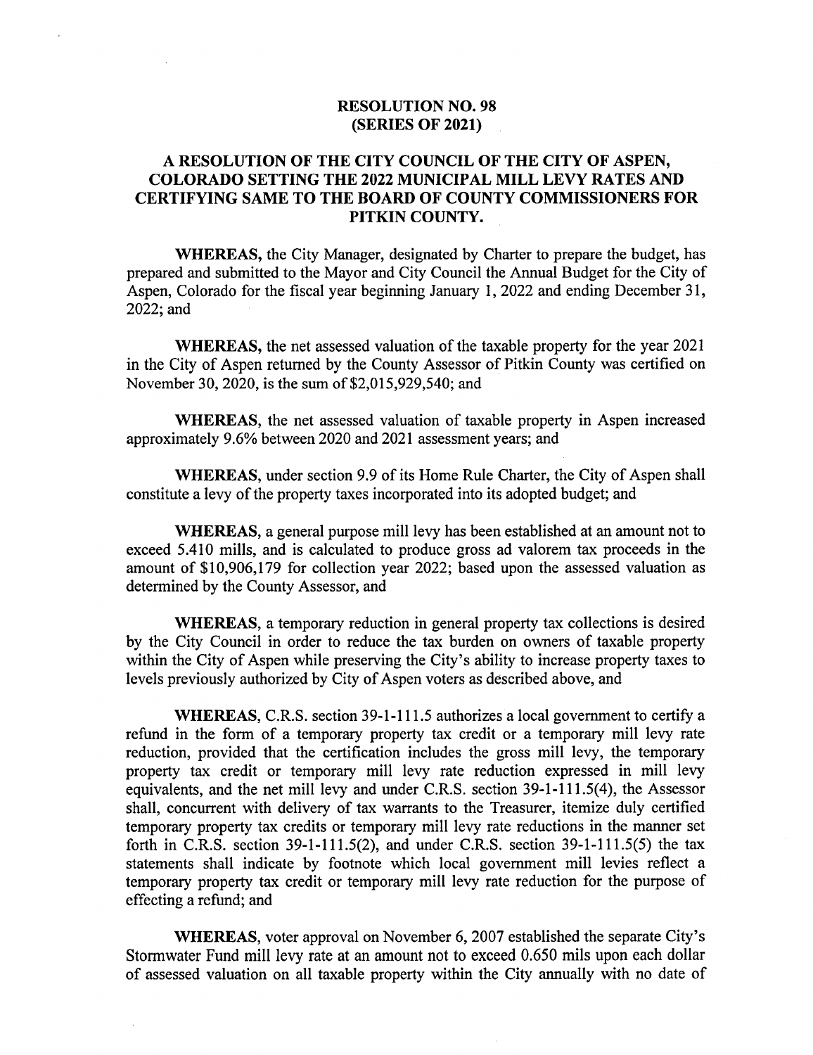# RESOLUTION NO. 98
# (SERIES OF 2021)

## A RESOLUTION OF THE CITY COUNCIL OF THE CITY OF ASPEN, COLORADO SETTING THE 2022 MUNICIPAL MILL LEVY RATES AND CERTIFYING SAME TO THE BOARD OF COUNTY COMMISSIONERS FOR PITKIN COUNTY.

**WHEREAS,** the City Manager, designated by Charter to prepare the budget, has prepared and submitted to the Mayor and City Council the Annual Budget for the City of Aspen, Colorado for the fiscal year beginning January 1, 2022 and ending December 31, 2022; and

**WHEREAS,** the net assessed valuation of the taxable property for the year 2021 in the City of Aspen returned by the County Assessor of Pitkin County was certified on November 30, 2020, is the sum of $2,015,929,540; and

**WHEREAS,** the net assessed valuation of taxable property in Aspen increased approximately 9.6% between 2020 and 2021 assessment years; and

**WHEREAS,** under section 9.9 of its Home Rule Charter, the City of Aspen shall constitute a levy of the property taxes incorporated into its adopted budget; and

**WHEREAS,** a general purpose mill levy has been established at an amount not to exceed 5.410 mills, and is calculated to produce gross ad valorem tax proceeds in the amount of $10,906,179 for collection year 2022; based upon the assessed valuation as determined by the County Assessor, and

**WHEREAS,** a temporary reduction in general property tax collections is desired by the City Council in order to reduce the tax burden on owners of taxable property within the City of Aspen while preserving the City's ability to increase property taxes to levels previously authorized by City of Aspen voters as described above, and

**WHEREAS,** C.R.S. section 39-1-111.5 authorizes a local government to certify a refund in the form of a temporary property tax credit or a temporary mill levy rate reduction, provided that the certification includes the gross mill levy, the temporary property tax credit or temporary mill levy rate reduction expressed in mill levy equivalents, and the net mill levy and under C.R.S. section 39-1-111.5(4), the Assessor shall, concurrent with delivery of tax warrants to the Treasurer, itemize duly certified temporary property tax credits or temporary mill levy rate reductions in the manner set forth in C.R.S. section 39-1-111.5(2), and under C.R.S. section 39-1-111.5(5) the tax statements shall indicate by footnote which local government mill levies reflect a temporary property tax credit or temporary mill levy rate reduction for the purpose of effecting a refund; and

**WHEREAS,** voter approval on November 6, 2007 established the separate City's Stormwater Fund mill levy rate at an amount not to exceed 0.650 mils upon each dollar of assessed valuation on all taxable property within the City annually with no date of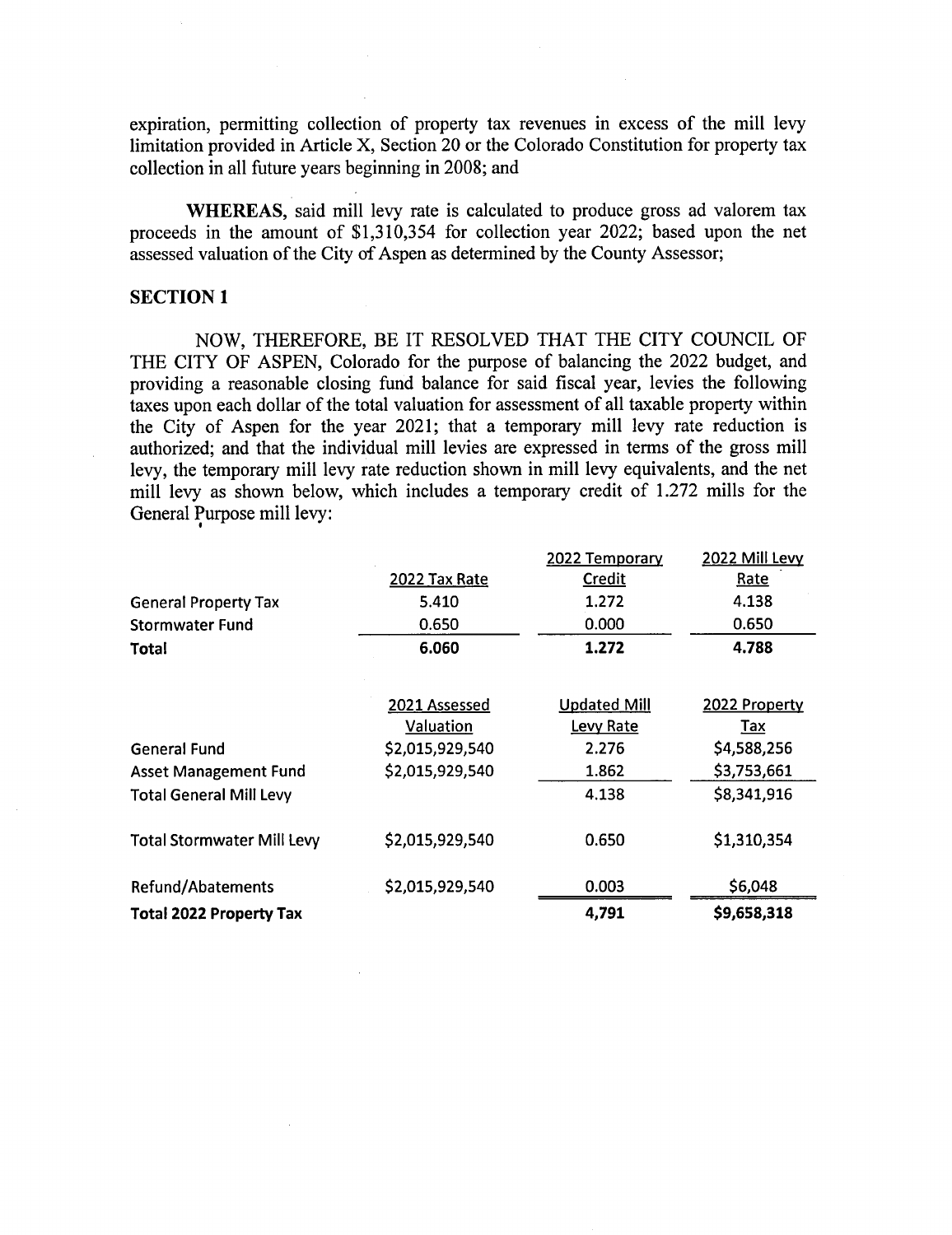expiration, permitting collection of property tax revenues in excess of the mill levy limitation provided in Article X, Section 20 or the Colorado Constitution for property tax collection in all future years beginning in 2008; and

**WHEREAS,** said mill levy rate is calculated to produce gross ad valorem tax proceeds in the amount of $1,310,354 for collection year 2022; based upon the net assessed valuation of the City of Aspen as determined by the County Assessor;

## SECTION 1

NOW, THEREFORE, BE IT RESOLVED THAT THE CITY COUNCIL OF THE CITY OF ASPEN, Colorado for the purpose of balancing the 2022 budget, and providing a reasonable closing fund balance for said fiscal year, levies the following taxes upon each dollar of the total valuation for assessment of all taxable property within the City of Aspen for the year 2021; that a temporary mill levy rate reduction is authorized; and that the individual mill levies are expressed in terms of the gross mill levy, the temporary mill levy rate reduction shown in mill levy equivalents, and the net mill levy as shown below, which includes a temporary credit of 1.272 mills for the General Purpose mill levy:

| | 2022 Tax Rate | 2022 Temporary Credit | 2022 Mill Levy Rate |
|---|---|---|---|
| General Property Tax | 5.410 | 1.272 | 4.138 |
| Stormwater Fund | 0.650 | 0.000 | 0.650 |
| **Total** | **6.060** | **1.272** | **4.788** |

| | 2021 Assessed Valuation | Updated Mill Levy Rate | 2022 Property Tax |
|---|---|---|---|
| General Fund | $2,015,929,540 | 2.276 | $4,588,256 |
| Asset Management Fund | $2,015,929,540 | 1.862 | $3,753,661 |
| Total General Mill Levy | | 4.138 | $8,341,916 |
| Total Stormwater Mill Levy | $2,015,929,540 | 0.650 | $1,310,354 |
| Refund/Abatements | $2,015,929,540 | 0.003 | $6,048 |
| **Total 2022 Property Tax** | | **4,791** | **$9,658,318** |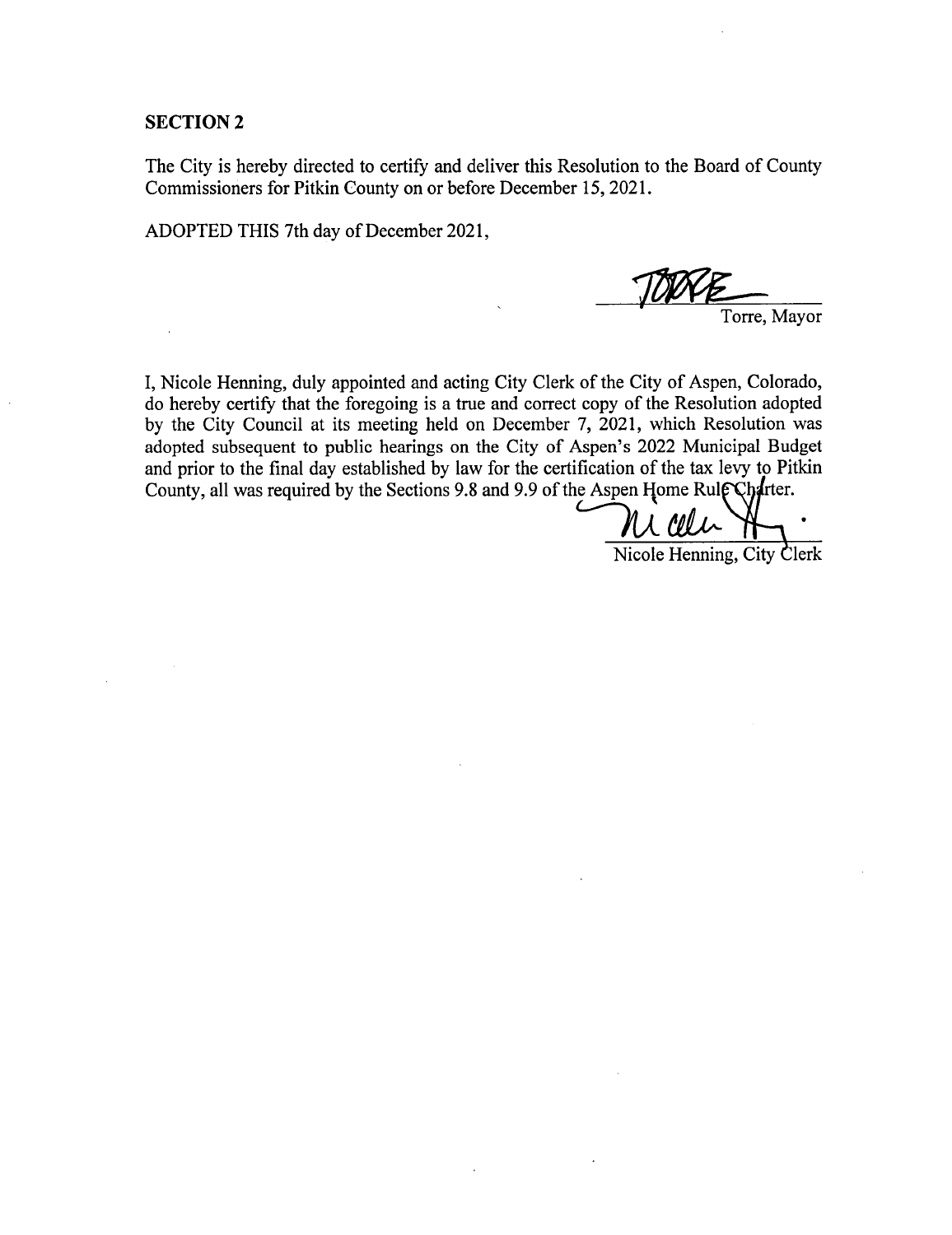**SECTION 2**

The City is hereby directed to certify and deliver this Resolution to the Board of County Commissioners for Pitkin County on or before December 15, 2021.

ADOPTED THIS 7th day of December 2021,

Torre, Mayor

I, Nicole Henning, duly appointed and acting City Clerk of the City of Aspen, Colorado, do hereby certify that the foregoing is a true and correct copy of the Resolution adopted by the City Council at its meeting held on December 7, 2021, which Resolution was adopted subsequent to public hearings on the City of Aspen's 2022 Municipal Budget and prior to the final day established by law for the certification of the tax levy to Pitkin County, all was required by the Sections 9.8 and 9.9 of the Aspen Home Rule Charter.

Nicole Henning, City Clerk